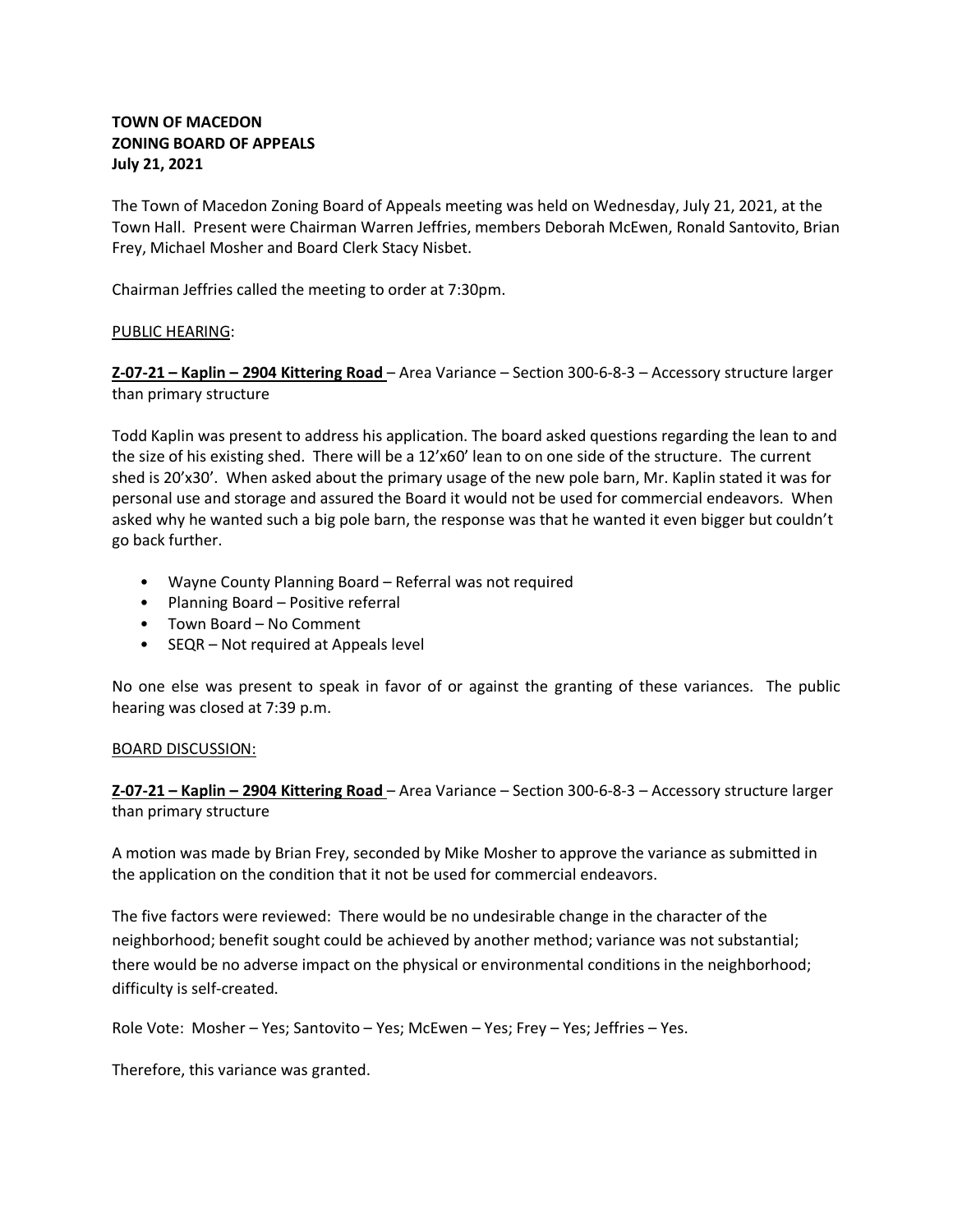**TOWN OF MACEDON**
**ZONING BOARD OF APPEALS**
**July 21, 2021**

The Town of Macedon Zoning Board of Appeals meeting was held on Wednesday, July 21, 2021, at the Town Hall. Present were Chairman Warren Jeffries, members Deborah McEwen, Ronald Santovito, Brian Frey, Michael Mosher and Board Clerk Stacy Nisbet.

Chairman Jeffries called the meeting to order at 7:30pm.

PUBLIC HEARING:

**Z-07-21 – Kaplin – 2904 Kittering Road** – Area Variance – Section 300-6-8-3 – Accessory structure larger than primary structure

Todd Kaplin was present to address his application. The board asked questions regarding the lean to and the size of his existing shed. There will be a 12'x60' lean to on one side of the structure. The current shed is 20'x30'. When asked about the primary usage of the new pole barn, Mr. Kaplin stated it was for personal use and storage and assured the Board it would not be used for commercial endeavors. When asked why he wanted such a big pole barn, the response was that he wanted it even bigger but couldn't go back further.

- Wayne County Planning Board – Referral was not required
- Planning Board – Positive referral
- Town Board – No Comment
- SEQR – Not required at Appeals level

No one else was present to speak in favor of or against the granting of these variances. The public hearing was closed at 7:39 p.m.

BOARD DISCUSSION:

**Z-07-21 – Kaplin – 2904 Kittering Road** – Area Variance – Section 300-6-8-3 – Accessory structure larger than primary structure

A motion was made by Brian Frey, seconded by Mike Mosher to approve the variance as submitted in the application on the condition that it not be used for commercial endeavors.

The five factors were reviewed: There would be no undesirable change in the character of the neighborhood; benefit sought could be achieved by another method; variance was not substantial; there would be no adverse impact on the physical or environmental conditions in the neighborhood; difficulty is self-created.

Role Vote: Mosher – Yes; Santovito – Yes; McEwen – Yes; Frey – Yes; Jeffries – Yes.

Therefore, this variance was granted.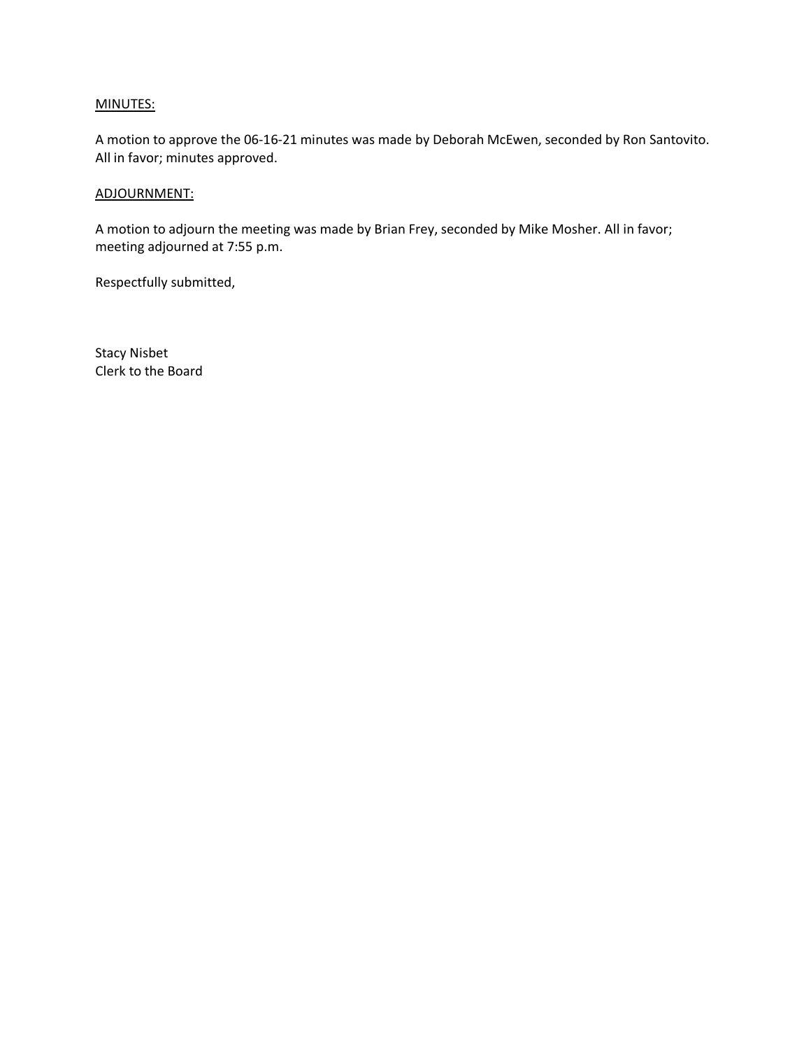<u>MINUTES:</u>

A motion to approve the 06-16-21 minutes was made by Deborah McEwen, seconded by Ron Santovito. All in favor; minutes approved.

<u>ADJOURNMENT:</u>

A motion to adjourn the meeting was made by Brian Frey, seconded by Mike Mosher. All in favor; meeting adjourned at 7:55 p.m.

Respectfully submitted,

Stacy Nisbet
Clerk to the Board